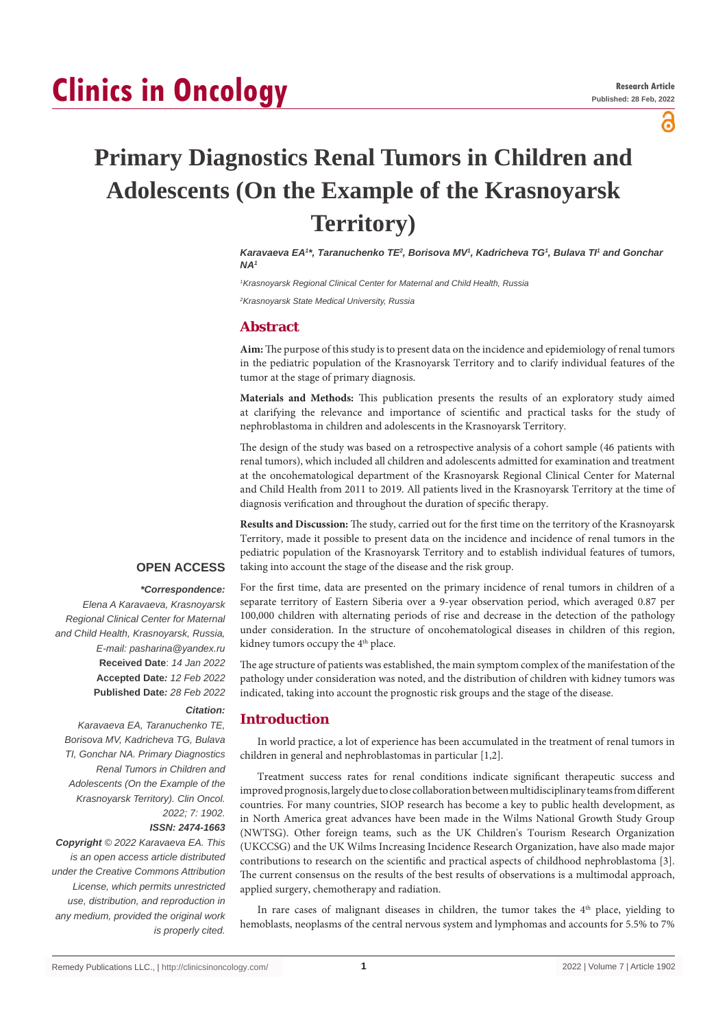# Clinics in Oncology

**Research Article**
**Published: 28 Feb, 2022**

# Primary Diagnostics Renal Tumors in Children and Adolescents (On the Example of the Krasnoyarsk Territory)

*Karavaeva EA[1]\*, Taranuchenko TE[2], Borisova MV[1], Kadricheva TG[1], Bulava TI[1] and Gonchar NA[1]*

[1]*Krasnoyarsk Regional Clinical Center for Maternal and Child Health, Russia*

[2]*Krasnoyarsk State Medical University, Russia*

## Abstract

**Aim:** The purpose of this study is to present data on the incidence and epidemiology of renal tumors in the pediatric population of the Krasnoyarsk Territory and to clarify individual features of the tumor at the stage of primary diagnosis.

**Materials and Methods:** This publication presents the results of an exploratory study aimed at clarifying the relevance and importance of scientific and practical tasks for the study of nephroblastoma in children and adolescents in the Krasnoyarsk Territory.

The design of the study was based on a retrospective analysis of a cohort sample (46 patients with renal tumors), which included all children and adolescents admitted for examination and treatment at the oncohematological department of the Krasnoyarsk Regional Clinical Center for Maternal and Child Health from 2011 to 2019. All patients lived in the Krasnoyarsk Territory at the time of diagnosis verification and throughout the duration of specific therapy.

**Results and Discussion:** The study, carried out for the first time on the territory of the Krasnoyarsk Territory, made it possible to present data on the incidence and incidence of renal tumors in the pediatric population of the Krasnoyarsk Territory and to establish individual features of tumors, taking into account the stage of the disease and the risk group.

For the first time, data are presented on the primary incidence of renal tumors in children of a separate territory of Eastern Siberia over a 9-year observation period, which averaged 0.87 per 100,000 children with alternating periods of rise and decrease in the detection of the pathology under consideration. In the structure of oncohematological diseases in children of this region, kidney tumors occupy the 4th place.

The age structure of patients was established, the main symptom complex of the manifestation of the pathology under consideration was noted, and the distribution of children with kidney tumors was indicated, taking into account the prognostic risk groups and the stage of the disease.

**OPEN ACCESS**

***Correspondence:***

*Elena A Karavaeva, Krasnoyarsk Regional Clinical Center for Maternal and Child Health, Krasnoyarsk, Russia, E-mail: pasharina@yandex.ru*

**Received Date**: *14 Jan 2022*

**Accepted Date:** *12 Feb 2022*

**Published Date:** *28 Feb 2022*

***Citation:***

*Karavaeva EA, Taranuchenko TE, Borisova MV, Kadricheva TG, Bulava TI, Gonchar NA. Primary Diagnostics Renal Tumors in Children and Adolescents (On the Example of the Krasnoyarsk Territory). Clin Oncol. 2022; 7: 1902.*

***ISSN: 2474-1663***

***Copyright** © 2022 Karavaeva EA. This is an open access article distributed under the Creative Commons Attribution License, which permits unrestricted use, distribution, and reproduction in any medium, provided the original work is properly cited.*

## Introduction

In world practice, a lot of experience has been accumulated in the treatment of renal tumors in children in general and nephroblastomas in particular [1,2].

Treatment success rates for renal conditions indicate significant therapeutic success and improved prognosis, largely due to close collaboration between multidisciplinary teams from different countries. For many countries, SIOP research has become a key to public health development, as in North America great advances have been made in the Wilms National Growth Study Group (NWTSG). Other foreign teams, such as the UK Children's Tourism Research Organization (UKCCSG) and the UK Wilms Increasing Incidence Research Organization, have also made major contributions to research on the scientific and practical aspects of childhood nephroblastoma [3]. The current consensus on the results of the best results of observations is a multimodal approach, applied surgery, chemotherapy and radiation.

In rare cases of malignant diseases in children, the tumor takes the 4th place, yielding to hemoblasts, neoplasms of the central nervous system and lymphomas and accounts for 5.5% to 7%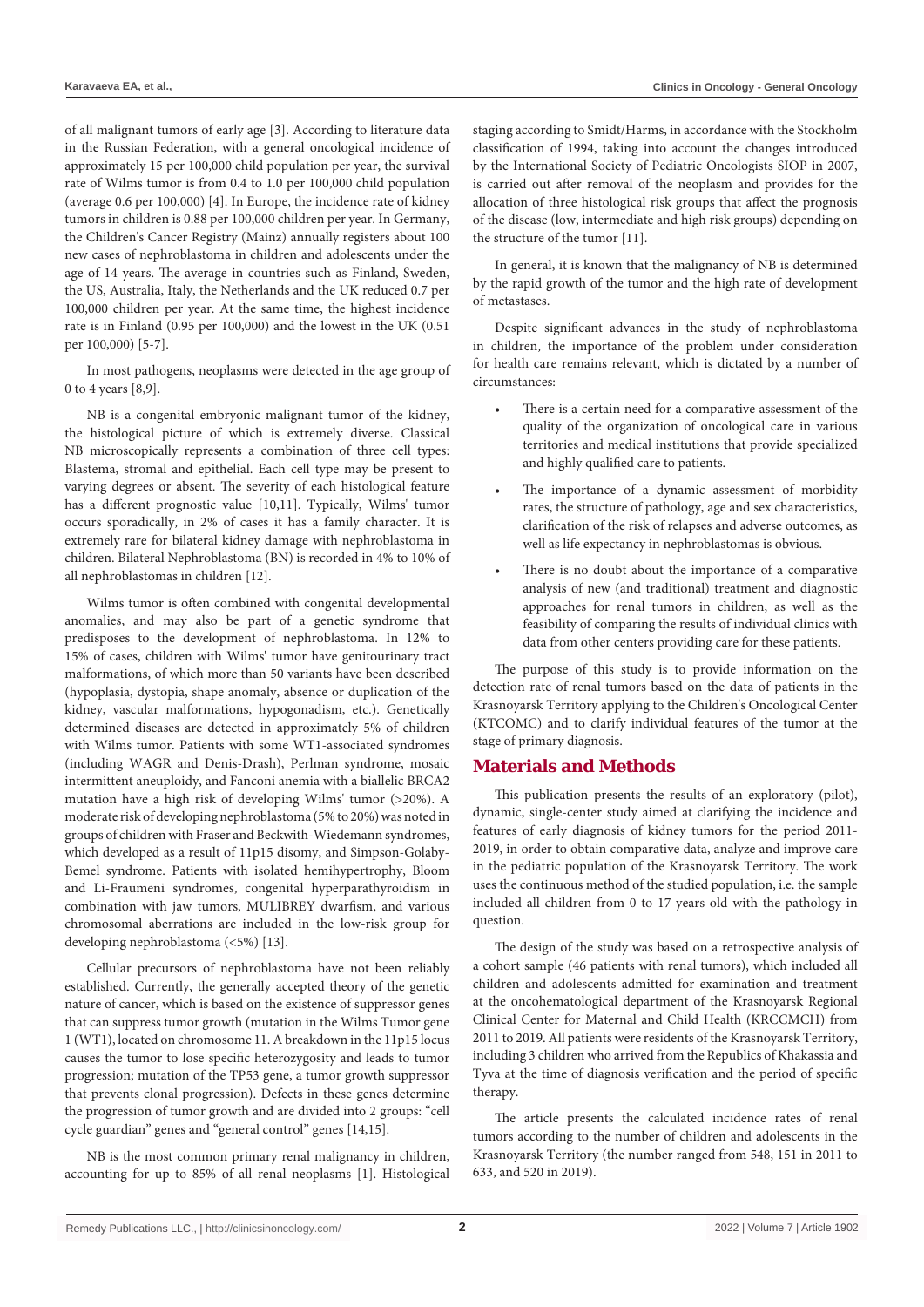of all malignant tumors of early age [3]. According to literature data in the Russian Federation, with a general oncological incidence of approximately 15 per 100,000 child population per year, the survival rate of Wilms tumor is from 0.4 to 1.0 per 100,000 child population (average 0.6 per 100,000) [4]. In Europe, the incidence rate of kidney tumors in children is 0.88 per 100,000 children per year. In Germany, the Children's Cancer Registry (Mainz) annually registers about 100 new cases of nephroblastoma in children and adolescents under the age of 14 years. The average in countries such as Finland, Sweden, the US, Australia, Italy, the Netherlands and the UK reduced 0.7 per 100,000 children per year. At the same time, the highest incidence rate is in Finland (0.95 per 100,000) and the lowest in the UK (0.51 per 100,000) [5-7].

In most pathogens, neoplasms were detected in the age group of 0 to 4 years [8,9].

NB is a congenital embryonic malignant tumor of the kidney, the histological picture of which is extremely diverse. Classical NB microscopically represents a combination of three cell types: Blastema, stromal and epithelial. Each cell type may be present to varying degrees or absent. The severity of each histological feature has a different prognostic value [10,11]. Typically, Wilms' tumor occurs sporadically, in 2% of cases it has a family character. It is extremely rare for bilateral kidney damage with nephroblastoma in children. Bilateral Nephroblastoma (BN) is recorded in 4% to 10% of all nephroblastomas in children [12].

Wilms tumor is often combined with congenital developmental anomalies, and may also be part of a genetic syndrome that predisposes to the development of nephroblastoma. In 12% to 15% of cases, children with Wilms' tumor have genitourinary tract malformations, of which more than 50 variants have been described (hypoplasia, dystopia, shape anomaly, absence or duplication of the kidney, vascular malformations, hypogonadism, etc.). Genetically determined diseases are detected in approximately 5% of children with Wilms tumor. Patients with some WT1-associated syndromes (including WAGR and Denis-Drash), Perlman syndrome, mosaic intermittent aneuploidy, and Fanconi anemia with a biallelic BRCA2 mutation have a high risk of developing Wilms' tumor (>20%). A moderate risk of developing nephroblastoma (5% to 20%) was noted in groups of children with Fraser and Beckwith-Wiedemann syndromes, which developed as a result of 11p15 disomy, and Simpson-Golaby-Bemel syndrome. Patients with isolated hemihypertrophy, Bloom and Li-Fraumeni syndromes, congenital hyperparathyroidism in combination with jaw tumors, MULIBREY dwarfism, and various chromosomal aberrations are included in the low-risk group for developing nephroblastoma (<5%) [13].

Cellular precursors of nephroblastoma have not been reliably established. Currently, the generally accepted theory of the genetic nature of cancer, which is based on the existence of suppressor genes that can suppress tumor growth (mutation in the Wilms Tumor gene 1 (WT1), located on chromosome 11. A breakdown in the 11p15 locus causes the tumor to lose specific heterozygosity and leads to tumor progression; mutation of the TP53 gene, a tumor growth suppressor that prevents clonal progression). Defects in these genes determine the progression of tumor growth and are divided into 2 groups: "cell cycle guardian" genes and "general control" genes [14,15].

NB is the most common primary renal malignancy in children, accounting for up to 85% of all renal neoplasms [1]. Histological staging according to Smidt/Harms, in accordance with the Stockholm classification of 1994, taking into account the changes introduced by the International Society of Pediatric Oncologists SIOP in 2007, is carried out after removal of the neoplasm and provides for the allocation of three histological risk groups that affect the prognosis of the disease (low, intermediate and high risk groups) depending on the structure of the tumor [11].

In general, it is known that the malignancy of NB is determined by the rapid growth of the tumor and the high rate of development of metastases.

Despite significant advances in the study of nephroblastoma in children, the importance of the problem under consideration for health care remains relevant, which is dictated by a number of circumstances:

- There is a certain need for a comparative assessment of the quality of the organization of oncological care in various territories and medical institutions that provide specialized and highly qualified care to patients.
- The importance of a dynamic assessment of morbidity rates, the structure of pathology, age and sex characteristics, clarification of the risk of relapses and adverse outcomes, as well as life expectancy in nephroblastomas is obvious.
- There is no doubt about the importance of a comparative analysis of new (and traditional) treatment and diagnostic approaches for renal tumors in children, as well as the feasibility of comparing the results of individual clinics with data from other centers providing care for these patients.

The purpose of this study is to provide information on the detection rate of renal tumors based on the data of patients in the Krasnoyarsk Territory applying to the Children's Oncological Center (KTCOMC) and to clarify individual features of the tumor at the stage of primary diagnosis.

## Materials and Methods

This publication presents the results of an exploratory (pilot), dynamic, single-center study aimed at clarifying the incidence and features of early diagnosis of kidney tumors for the period 2011-2019, in order to obtain comparative data, analyze and improve care in the pediatric population of the Krasnoyarsk Territory. The work uses the continuous method of the studied population, i.e. the sample included all children from 0 to 17 years old with the pathology in question.

The design of the study was based on a retrospective analysis of a cohort sample (46 patients with renal tumors), which included all children and adolescents admitted for examination and treatment at the oncohematological department of the Krasnoyarsk Regional Clinical Center for Maternal and Child Health (KRCCMCH) from 2011 to 2019. All patients were residents of the Krasnoyarsk Territory, including 3 children who arrived from the Republics of Khakassia and Tyva at the time of diagnosis verification and the period of specific therapy.

The article presents the calculated incidence rates of renal tumors according to the number of children and adolescents in the Krasnoyarsk Territory (the number ranged from 548, 151 in 2011 to 633, and 520 in 2019).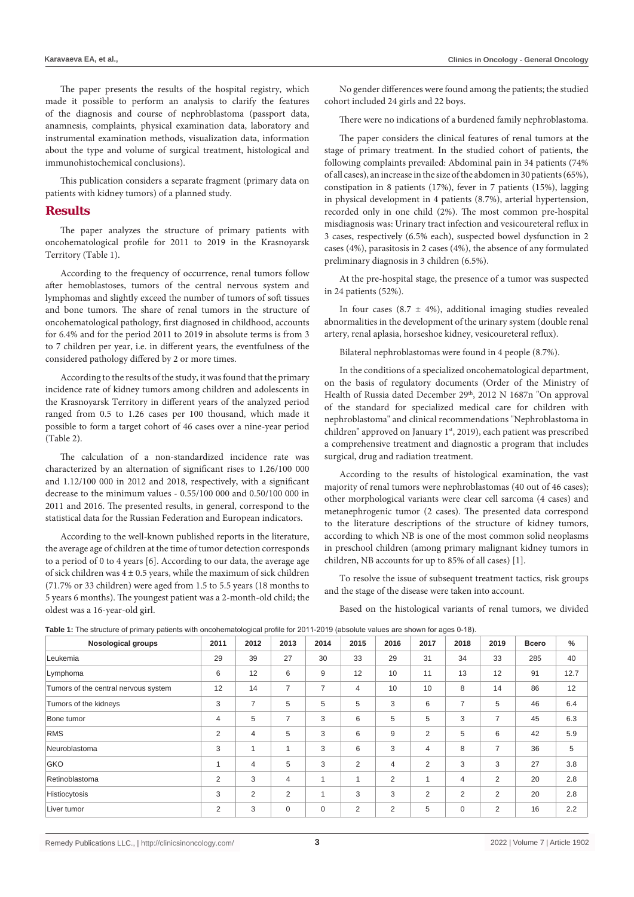The paper presents the results of the hospital registry, which made it possible to perform an analysis to clarify the features of the diagnosis and course of nephroblastoma (passport data, anamnesis, complaints, physical examination data, laboratory and instrumental examination methods, visualization data, information about the type and volume of surgical treatment, histological and immunohistochemical conclusions).

This publication considers a separate fragment (primary data on patients with kidney tumors) of a planned study.

## Results

The paper analyzes the structure of primary patients with oncohematological profile for 2011 to 2019 in the Krasnoyarsk Territory (Table 1).

According to the frequency of occurrence, renal tumors follow after hemoblastoses, tumors of the central nervous system and lymphomas and slightly exceed the number of tumors of soft tissues and bone tumors. The share of renal tumors in the structure of oncohematological pathology, first diagnosed in childhood, accounts for 6.4% and for the period 2011 to 2019 in absolute terms is from 3 to 7 children per year, i.e. in different years, the eventfulness of the considered pathology differed by 2 or more times.

According to the results of the study, it was found that the primary incidence rate of kidney tumors among children and adolescents in the Krasnoyarsk Territory in different years of the analyzed period ranged from 0.5 to 1.26 cases per 100 thousand, which made it possible to form a target cohort of 46 cases over a nine-year period (Table 2).

The calculation of a non-standardized incidence rate was characterized by an alternation of significant rises to 1.26/100 000 and 1.12/100 000 in 2012 and 2018, respectively, with a significant decrease to the minimum values - 0.55/100 000 and 0.50/100 000 in 2011 and 2016. The presented results, in general, correspond to the statistical data for the Russian Federation and European indicators.

According to the well-known published reports in the literature, the average age of children at the time of tumor detection corresponds to a period of 0 to 4 years [6]. According to our data, the average age of sick children was $4 \pm 0.5$ years, while the maximum of sick children (71.7% or 33 children) were aged from 1.5 to 5.5 years (18 months to 5 years 6 months). The youngest patient was a 2-month-old child; the oldest was a 16-year-old girl.

No gender differences were found among the patients; the studied cohort included 24 girls and 22 boys.

There were no indications of a burdened family nephroblastoma.

The paper considers the clinical features of renal tumors at the stage of primary treatment. In the studied cohort of patients, the following complaints prevailed: Abdominal pain in 34 patients (74% of all cases), an increase in the size of the abdomen in 30 patients (65%), constipation in 8 patients (17%), fever in 7 patients (15%), lagging in physical development in 4 patients (8.7%), arterial hypertension, recorded only in one child (2%). The most common pre-hospital misdiagnosis was: Urinary tract infection and vesicoureteral reflux in 3 cases, respectively (6.5% each), suspected bowel dysfunction in 2 cases (4%), parasitosis in 2 cases (4%), the absence of any formulated preliminary diagnosis in 3 children (6.5%).

At the pre-hospital stage, the presence of a tumor was suspected in 24 patients (52%).

In four cases ($8.7 \pm 4\%$), additional imaging studies revealed abnormalities in the development of the urinary system (double renal artery, renal aplasia, horseshoe kidney, vesicoureteral reflux).

Bilateral nephroblastomas were found in 4 people (8.7%).

In the conditions of a specialized oncohematological department, on the basis of regulatory documents (Order of the Ministry of Health of Russia dated December 29th, 2012 N 1687n "On approval of the standard for specialized medical care for children with nephroblastoma" and clinical recommendations "Nephroblastoma in children" approved on January 1st, 2019), each patient was prescribed a comprehensive treatment and diagnostic a program that includes surgical, drug and radiation treatment.

According to the results of histological examination, the vast majority of renal tumors were nephroblastomas (40 out of 46 cases); other morphological variants were clear cell sarcoma (4 cases) and metanephrogenic tumor (2 cases). The presented data correspond to the literature descriptions of the structure of kidney tumors, according to which NB is one of the most common solid neoplasms in preschool children (among primary malignant kidney tumors in children, NB accounts for up to 85% of all cases) [1].

To resolve the issue of subsequent treatment tactics, risk groups and the stage of the disease were taken into account.

Based on the histological variants of renal tumors, we divided

**Table 1:** The structure of primary patients with oncohematological profile for 2011-2019 (absolute values are shown for ages 0-18).

| Nosological groups | 2011 | 2012 | 2013 | 2014 | 2015 | 2016 | 2017 | 2018 | 2019 | Всего | % |
|---|---|---|---|---|---|---|---|---|---|---|---|
| Leukemia | 29 | 39 | 27 | 30 | 33 | 29 | 31 | 34 | 33 | 285 | 40 |
| Lymphoma | 6 | 12 | 6 | 9 | 12 | 10 | 11 | 13 | 12 | 91 | 12.7 |
| Tumors of the central nervous system | 12 | 14 | 7 | 7 | 4 | 10 | 10 | 8 | 14 | 86 | 12 |
| Tumors of the kidneys | 3 | 7 | 5 | 5 | 5 | 3 | 6 | 7 | 5 | 46 | 6.4 |
| Bone tumor | 4 | 5 | 7 | 3 | 6 | 5 | 5 | 3 | 7 | 45 | 6.3 |
| RMS | 2 | 4 | 5 | 3 | 6 | 9 | 2 | 5 | 6 | 42 | 5.9 |
| Neuroblastoma | 3 | 1 | 1 | 3 | 6 | 3 | 4 | 8 | 7 | 36 | 5 |
| GKO | 1 | 4 | 5 | 3 | 2 | 4 | 2 | 3 | 3 | 27 | 3.8 |
| Retinoblastoma | 2 | 3 | 4 | 1 | 1 | 2 | 1 | 4 | 2 | 20 | 2.8 |
| Histiocytosis | 3 | 2 | 2 | 1 | 3 | 3 | 2 | 2 | 2 | 20 | 2.8 |
| Liver tumor | 2 | 3 | 0 | 0 | 2 | 2 | 5 | 0 | 2 | 16 | 2.2 |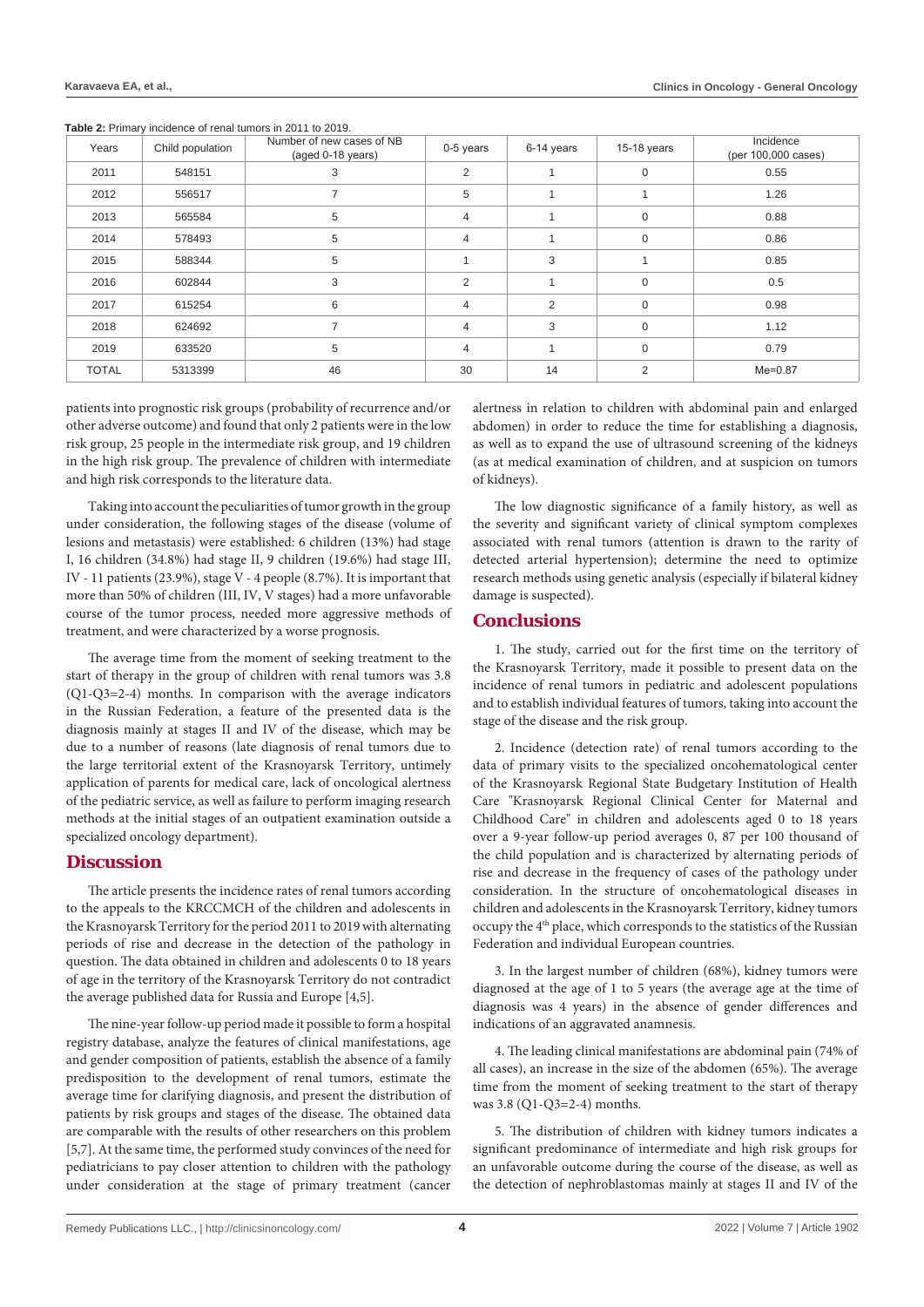**Table 2:** Primary incidence of renal tumors in 2011 to 2019.

| Years | Child population | Number of new cases of NB (aged 0-18 years) | 0-5 years | 6-14 years | 15-18 years | Incidence (per 100,000 cases) |
|---|---|---|---|---|---|---|
| 2011 | 548151 | 3 | 2 | 1 | 0 | 0.55 |
| 2012 | 556517 | 7 | 5 | 1 | 1 | 1.26 |
| 2013 | 565584 | 5 | 4 | 1 | 0 | 0.88 |
| 2014 | 578493 | 5 | 4 | 1 | 0 | 0.86 |
| 2015 | 588344 | 5 | 1 | 3 | 1 | 0.85 |
| 2016 | 602844 | 3 | 2 | 1 | 0 | 0.5 |
| 2017 | 615254 | 6 | 4 | 2 | 0 | 0.98 |
| 2018 | 624692 | 7 | 4 | 3 | 0 | 1.12 |
| 2019 | 633520 | 5 | 4 | 1 | 0 | 0.79 |
| TOTAL | 5313399 | 46 | 30 | 14 | 2 | Me=0.87 |

patients into prognostic risk groups (probability of recurrence and/or other adverse outcome) and found that only 2 patients were in the low risk group, 25 people in the intermediate risk group, and 19 children in the high risk group. The prevalence of children with intermediate and high risk corresponds to the literature data.

Taking into account the peculiarities of tumor growth in the group under consideration, the following stages of the disease (volume of lesions and metastasis) were established: 6 children (13%) had stage I, 16 children (34.8%) had stage II, 9 children (19.6%) had stage III, IV - 11 patients (23.9%), stage V - 4 people (8.7%). It is important that more than 50% of children (III, IV, V stages) had a more unfavorable course of the tumor process, needed more aggressive methods of treatment, and were characterized by a worse prognosis.

The average time from the moment of seeking treatment to the start of therapy in the group of children with renal tumors was 3.8 (Q1-Q3=2-4) months. In comparison with the average indicators in the Russian Federation, a feature of the presented data is the diagnosis mainly at stages II and IV of the disease, which may be due to a number of reasons (late diagnosis of renal tumors due to the large territorial extent of the Krasnoyarsk Territory, untimely application of parents for medical care, lack of oncological alertness of the pediatric service, as well as failure to perform imaging research methods at the initial stages of an outpatient examination outside a specialized oncology department).

## Discussion

The article presents the incidence rates of renal tumors according to the appeals to the KRCCMCH of the children and adolescents in the Krasnoyarsk Territory for the period 2011 to 2019 with alternating periods of rise and decrease in the detection of the pathology in question. The data obtained in children and adolescents 0 to 18 years of age in the territory of the Krasnoyarsk Territory do not contradict the average published data for Russia and Europe [4,5].

The nine-year follow-up period made it possible to form a hospital registry database, analyze the features of clinical manifestations, age and gender composition of patients, establish the absence of a family predisposition to the development of renal tumors, estimate the average time for clarifying diagnosis, and present the distribution of patients by risk groups and stages of the disease. The obtained data are comparable with the results of other researchers on this problem [5,7]. At the same time, the performed study convinces of the need for pediatricians to pay closer attention to children with the pathology under consideration at the stage of primary treatment (cancer alertness in relation to children with abdominal pain and enlarged abdomen) in order to reduce the time for establishing a diagnosis, as well as to expand the use of ultrasound screening of the kidneys (as at medical examination of children, and at suspicion on tumors of kidneys).

The low diagnostic significance of a family history, as well as the severity and significant variety of clinical symptom complexes associated with renal tumors (attention is drawn to the rarity of detected arterial hypertension); determine the need to optimize research methods using genetic analysis (especially if bilateral kidney damage is suspected).

## Conclusions

1. The study, carried out for the first time on the territory of the Krasnoyarsk Territory, made it possible to present data on the incidence of renal tumors in pediatric and adolescent populations and to establish individual features of tumors, taking into account the stage of the disease and the risk group.

2. Incidence (detection rate) of renal tumors according to the data of primary visits to the specialized oncohematological center of the Krasnoyarsk Regional State Budgetary Institution of Health Care "Krasnoyarsk Regional Clinical Center for Maternal and Childhood Care" in children and adolescents aged 0 to 18 years over a 9-year follow-up period averages 0, 87 per 100 thousand of the child population and is characterized by alternating periods of rise and decrease in the frequency of cases of the pathology under consideration. In the structure of oncohematological diseases in children and adolescents in the Krasnoyarsk Territory, kidney tumors occupy the 4th place, which corresponds to the statistics of the Russian Federation and individual European countries.

3. In the largest number of children (68%), kidney tumors were diagnosed at the age of 1 to 5 years (the average age at the time of diagnosis was 4 years) in the absence of gender differences and indications of an aggravated anamnesis.

4. The leading clinical manifestations are abdominal pain (74% of all cases), an increase in the size of the abdomen (65%). The average time from the moment of seeking treatment to the start of therapy was 3.8 (Q1-Q3=2-4) months.

5. The distribution of children with kidney tumors indicates a significant predominance of intermediate and high risk groups for an unfavorable outcome during the course of the disease, as well as the detection of nephroblastomas mainly at stages II and IV of the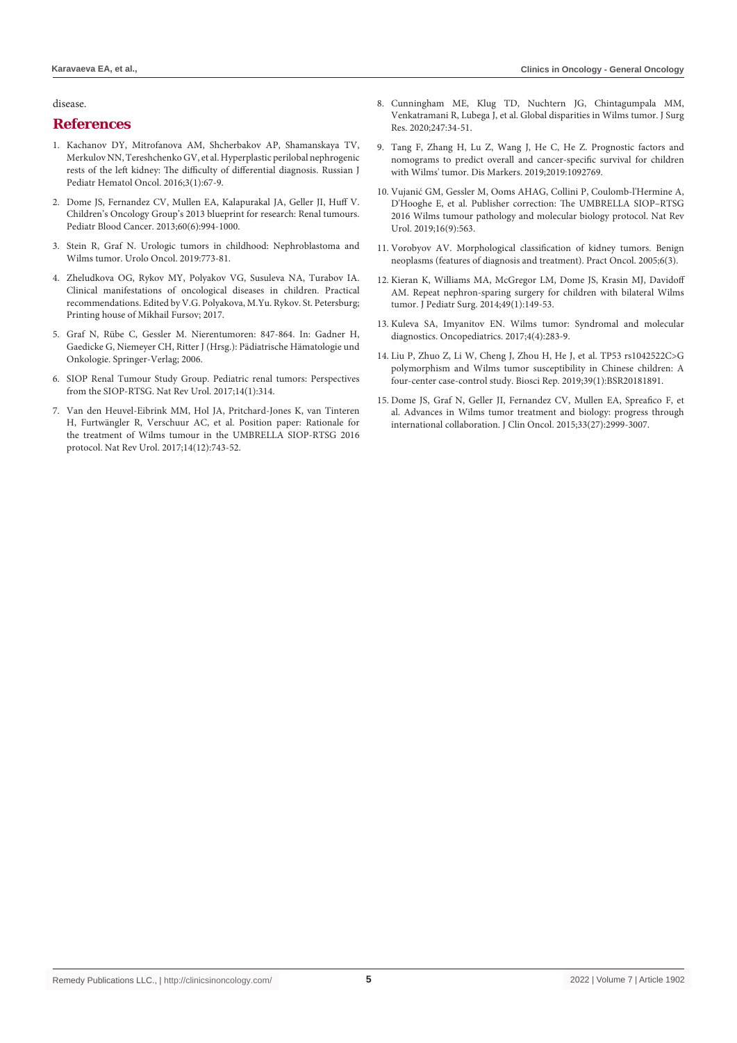disease.

## References

1. Kachanov DY, Mitrofanova AM, Shcherbakov AP, Shamanskaya TV, Merkulov NN, Tereshchenko GV, et al. Hyperplastic perilobal nephrogenic rests of the left kidney: The difficulty of differential diagnosis. Russian J Pediatr Hematol Oncol. 2016;3(1):67-9.
2. Dome JS, Fernandez CV, Mullen EA, Kalapurakal JA, Geller JI, Huff V. Children's Oncology Group's 2013 blueprint for research: Renal tumours. Pediatr Blood Cancer. 2013;60(6):994-1000.
3. Stein R, Graf N. Urologic tumors in childhood: Nephroblastoma and Wilms tumor. Urolo Oncol. 2019:773-81.
4. Zheludkova OG, Rykov MY, Polyakov VG, Susuleva NA, Turabov IA. Clinical manifestations of oncological diseases in children. Practical recommendations. Edited by V.G. Polyakova, M.Yu. Rykov. St. Petersburg; Printing house of Mikhail Fursov; 2017.
5. Graf N, Rübe C, Gessler M. Nierentumoren: 847-864. In: Gadner H, Gaedicke G, Niemeyer CH, Ritter J (Hrsg.): Pädiatrische Hämatologie und Onkologie. Springer-Verlag; 2006.
6. SIOP Renal Tumour Study Group. Pediatric renal tumors: Perspectives from the SIOP-RTSG. Nat Rev Urol. 2017;14(1):314.
7. Van den Heuvel-Eibrink MM, Hol JA, Pritchard-Jones K, van Tinteren H, Furtwängler R, Verschuur AC, et al. Position paper: Rationale for the treatment of Wilms tumour in the UMBRELLA SIOP-RTSG 2016 protocol. Nat Rev Urol. 2017;14(12):743-52.
8. Cunningham ME, Klug TD, Nuchtern JG, Chintagumpala MM, Venkatramani R, Lubega J, et al. Global disparities in Wilms tumor. J Surg Res. 2020;247:34-51.
9. Tang F, Zhang H, Lu Z, Wang J, He C, He Z. Prognostic factors and nomograms to predict overall and cancer-specific survival for children with Wilms' tumor. Dis Markers. 2019;2019:1092769.
10. Vujanić GM, Gessler M, Ooms AHAG, Collini P, Coulomb-l'Hermine A, D'Hooghe E, et al. Publisher correction: The UMBRELLA SIOP–RTSG 2016 Wilms tumour pathology and molecular biology protocol. Nat Rev Urol. 2019;16(9):563.
11. Vorobyov AV. Morphological classification of kidney tumors. Benign neoplasms (features of diagnosis and treatment). Pract Oncol. 2005;6(3).
12. Kieran K, Williams MA, McGregor LM, Dome JS, Krasin MJ, Davidoff AM. Repeat nephron-sparing surgery for children with bilateral Wilms tumor. J Pediatr Surg. 2014;49(1):149-53.
13. Kuleva SA, Imyanitov EN. Wilms tumor: Syndromal and molecular diagnostics. Oncopediatrics. 2017;4(4):283-9.
14. Liu P, Zhuo Z, Li W, Cheng J, Zhou H, He J, et al. TP53 rs1042522C>G polymorphism and Wilms tumor susceptibility in Chinese children: A four-center case-control study. Biosci Rep. 2019;39(1):BSR20181891.
15. Dome JS, Graf N, Geller JI, Fernandez CV, Mullen EA, Spreafico F, et al. Advances in Wilms tumor treatment and biology: progress through international collaboration. J Clin Oncol. 2015;33(27):2999-3007.